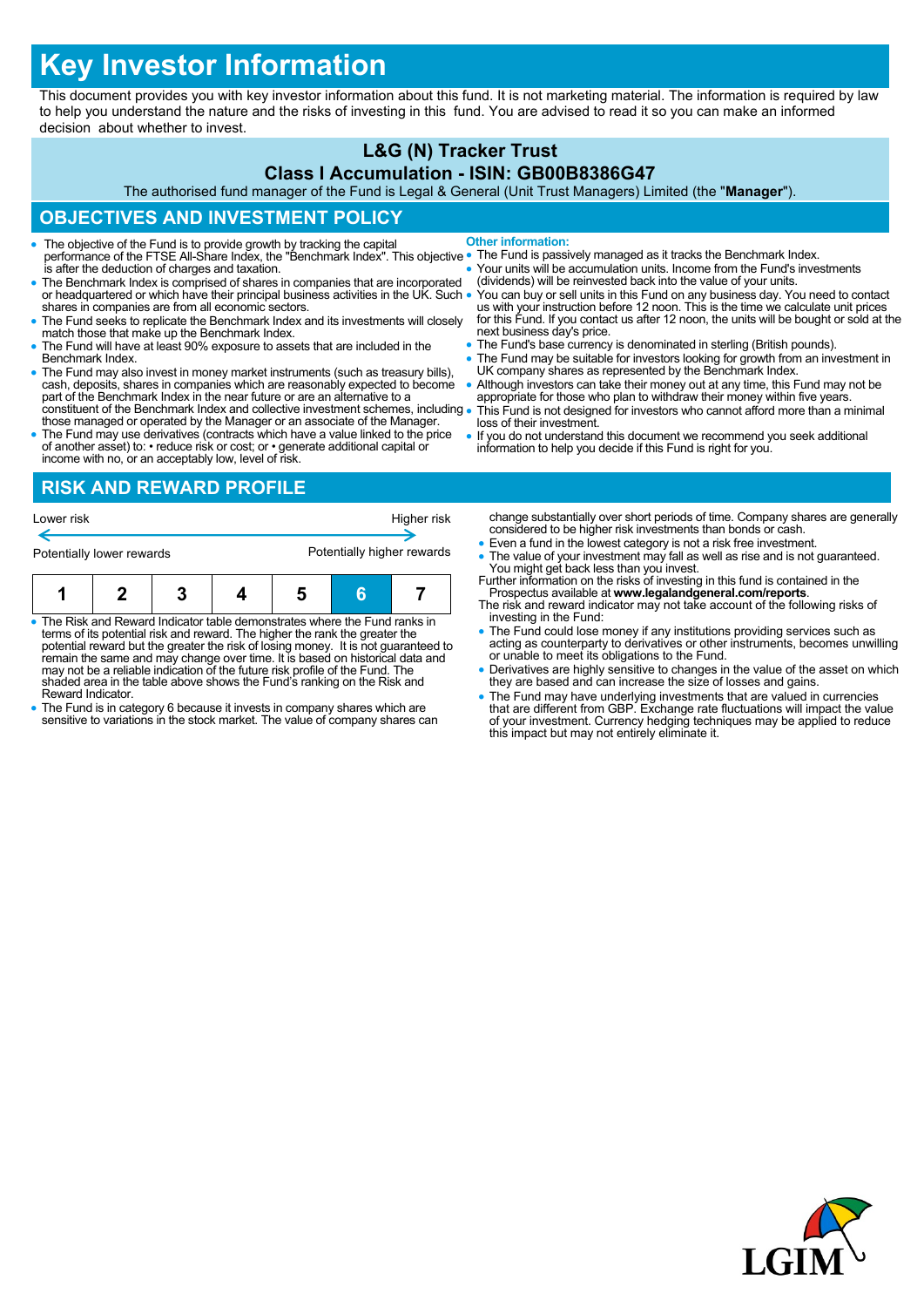# Key Investor Information

This document provides you with key investor information about this fund. It is not marketing material. The information is required by law to help you understand the nature and the risks of investing in this fund. You are advised to read it so you can make an informed decision about whether to invest.

## L&G (N) Tracker Trust

### Class I Accumulation - ISIN: GB00B8386G47

The authorised fund manager of the Fund is Legal & General (Unit Trust Managers) Limited (the "**Manager**").

## OBJECTIVES AND INVESTMENT POLICY

- The objective of the Fund is to provide growth by tracking the capital performance of the FTSE All-Share Index, the "Benchmark Index". This objective is after the deduction of charges and taxation.
- The Benchmark Index is comprised of shares in companies that are incorporated or headquartered or which have their principal business activities in the UK. Such shares in companies are from all economic sectors.
- The Fund seeks to replicate the Benchmark Index and its investments will closely match those that make up the Benchmark Index.
- The Fund will have at least 90% exposure to assets that are included in the Benchmark Index.
- The Fund may also invest in money market instruments (such as treasury bills), cash, deposits, shares in companies which are reasonably expected to become part of the Benchmark Index in the near future or are an alternative to a constituent of the Benchmark Index and collective investment schemes, including those managed or operated by the Manager or an associate of the Manager.
- The Fund may use derivatives (contracts which have a value linked to the price of another asset) to: • reduce risk or cost; or • generate additional capital or income with no, or an acceptably low, level of risk.

**Other information:**

- The Fund is passively managed as it tracks the Benchmark Index.
- Your units will be accumulation units. Income from the Fund's investments (dividends) will be reinvested back into the value of your units.
- You can buy or sell units in this Fund on any business day. You need to contact us with your instruction before 12 noon. This is the time we calculate unit prices for this Fund. If you contact us after 12 noon, the units will be bought or sold at the next business day's price.
- The Fund's base currency is denominated in sterling (British pounds).
- The Fund may be suitable for investors looking for growth from an investment in UK company shares as represented by the Benchmark Index.
- Although investors can take their money out at any time, this Fund may not be appropriate for those who plan to withdraw their money within five years.
- This Fund is not designed for investors who cannot afford more than a minimal loss of their investment.
- If you do not understand this document we recommend you seek additional information to help you decide if this Fund is right for you.

## RISK AND REWARD PROFILE

Lower risk ← → Higher risk

Potentially lower rewards — Potentially higher rewards

| 1 | 2 | 3 | 4 | 5 | **6** | 7 |
|---|---|---|---|---|---|---|

- The Risk and Reward Indicator table demonstrates where the Fund ranks in terms of its potential risk and reward. The higher the rank the greater the potential reward but the greater the risk of losing money. It is not guaranteed to remain the same and may change over time. It is based on historical data and may not be a reliable indication of the future risk profile of the Fund. The shaded area in the table above shows the Fund's ranking on the Risk and Reward Indicator.
- The Fund is in category 6 because it invests in company shares which are sensitive to variations in the stock market. The value of company shares can change substantially over short periods of time. Company shares are generally considered to be higher risk investments than bonds or cash.
- Even a fund in the lowest category is not a risk free investment.
- The value of your investment may fall as well as rise and is not guaranteed. You might get back less than you invest.

Further information on the risks of investing in this fund is contained in the Prospectus available at **www.legalandgeneral.com/reports**.

The risk and reward indicator may not take account of the following risks of investing in the Fund:

- The Fund could lose money if any institutions providing services such as acting as counterparty to derivatives or other instruments, becomes unwilling or unable to meet its obligations to the Fund.
- Derivatives are highly sensitive to changes in the value of the asset on which they are based and can increase the size of losses and gains.
- The Fund may have underlying investments that are valued in currencies that are different from GBP. Exchange rate fluctuations will impact the value of your investment. Currency hedging techniques may be applied to reduce this impact but may not entirely eliminate it.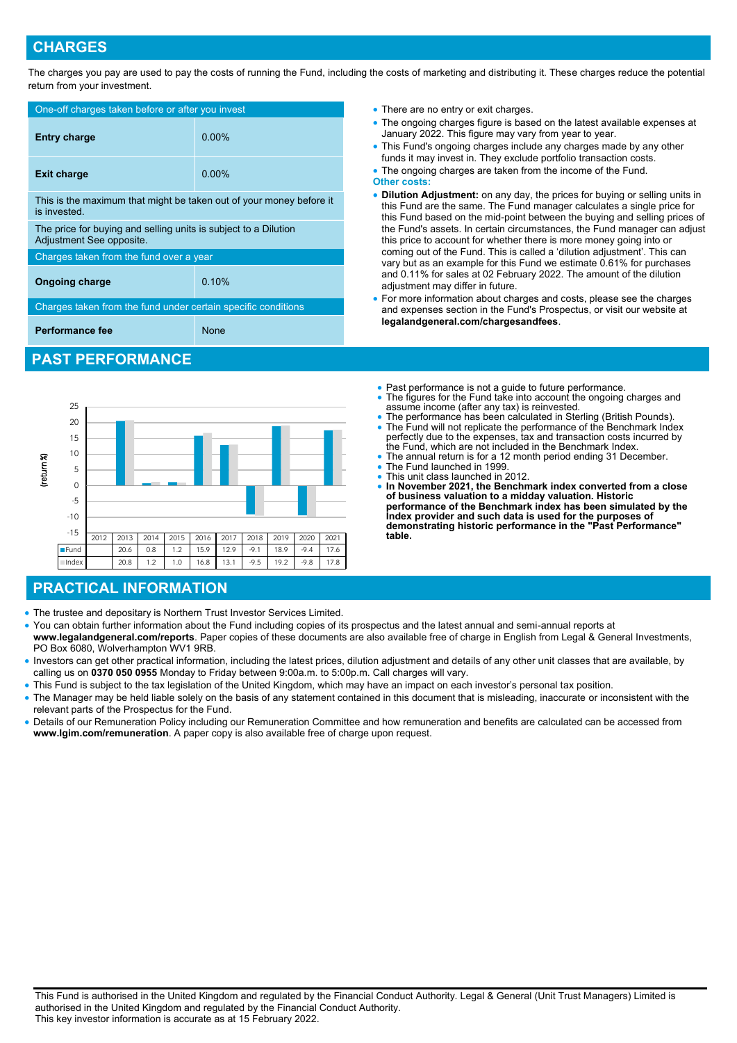## CHARGES

The charges you pay are used to pay the costs of running the Fund, including the costs of marketing and distributing it. These charges reduce the potential return from your investment.

| One-off charges taken before or after you invest | |
|---|---|
| **Entry charge** | 0.00% |
| **Exit charge** | 0.00% |
| This is the maximum that might be taken out of your money before it is invested. | |
| The price for buying and selling units is subject to a Dilution Adjustment See opposite. | |
| **Charges taken from the fund over a year** | |
| **Ongoing charge** | 0.10% |
| **Charges taken from the fund under certain specific conditions** | |
| **Performance fee** | None |

- There are no entry or exit charges.
- The ongoing charges figure is based on the latest available expenses at January 2022. This figure may vary from year to year.
- This Fund's ongoing charges include any charges made by any other funds it may invest in. They exclude portfolio transaction costs.
- The ongoing charges are taken from the income of the Fund.

**Other costs:**

- **Dilution Adjustment:** on any day, the prices for buying or selling units in this Fund are the same. The Fund manager calculates a single price for this Fund based on the mid-point between the buying and selling prices of the Fund's assets. In certain circumstances, the Fund manager can adjust this price to account for whether there is more money going into or coming out of the Fund. This is called a 'dilution adjustment'. This can vary but as an example for this Fund we estimate 0.61% for purchases and 0.11% for sales at 02 February 2022. The amount of the dilution adjustment may differ in future.
- For more information about charges and costs, please see the charges and expenses section in the Fund's Prospectus, or visit our website at **legalandgeneral.com/chargesandfees**.

## PAST PERFORMANCE

(return %)

25
20
15
10
5
0
-5
-10
-15

2012 2013 2014 2015 2016 2017 2018 2019 2020 2021

Fund: 20.6 0.8 1.2 15.9 12.9 -9.1 18.9 -9.4 17.6

Index: 20.8 1.2 1.0 16.8 13.1 -9.5 19.2 -9.8 17.8

- Past performance is not a guide to future performance.
- The figures for the Fund take into account the ongoing charges and assume income (after any tax) is reinvested.
- The performance has been calculated in Sterling (British Pounds).
- The Fund will not replicate the performance of the Benchmark Index perfectly due to the expenses, tax and transaction costs incurred by the Fund, which are not included in the Benchmark Index.
- The annual return is for a 12 month period ending 31 December.
- The Fund launched in 1999.
- This unit class launched in 2012.
- **In November 2021, the Benchmark index converted from a close of business valuation to a midday valuation. Historic performance of the Benchmark index has been simulated by the Index provider and such data is used for the purposes of demonstrating historic performance in the "Past Performance" table.**

## PRACTICAL INFORMATION

- The trustee and depositary is Northern Trust Investor Services Limited.
- You can obtain further information about the Fund including copies of its prospectus and the latest annual and semi-annual reports at **www.legalandgeneral.com/reports**. Paper copies of these documents are also available free of charge in English from Legal & General Investments, PO Box 6080, Wolverhampton WV1 9RB.
- Investors can get other practical information, including the latest prices, dilution adjustment and details of any other unit classes that are available, by calling us on **0370 050 0955** Monday to Friday between 9:00a.m. to 5:00p.m. Call charges will vary.
- This Fund is subject to the tax legislation of the United Kingdom, which may have an impact on each investor's personal tax position.
- The Manager may be held liable solely on the basis of any statement contained in this document that is misleading, inaccurate or inconsistent with the relevant parts of the Prospectus for the Fund.
- Details of our Remuneration Policy including our Remuneration Committee and how remuneration and benefits are calculated can be accessed from **www.lgim.com/remuneration**. A paper copy is also available free of charge upon request.

This Fund is authorised in the United Kingdom and regulated by the Financial Conduct Authority. Legal & General (Unit Trust Managers) Limited is authorised in the United Kingdom and regulated by the Financial Conduct Authority.
This key investor information is accurate as at 15 February 2022.